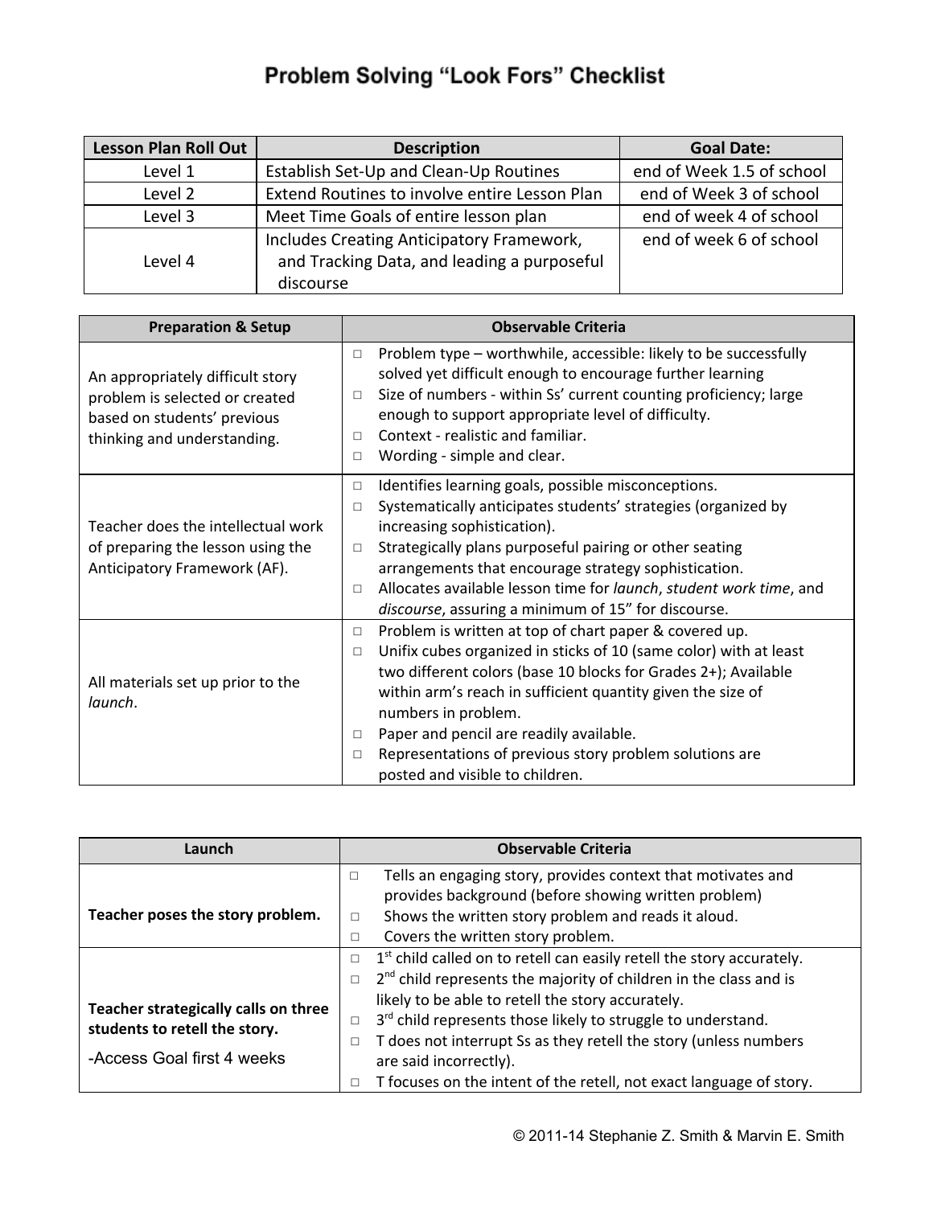# Problem Solving "Look Fors" Checklist

| Lesson Plan Roll Out | Description | Goal Date: |
|---|---|---|
| Level 1 | Establish Set-Up and Clean-Up Routines | end of Week 1.5 of school |
| Level 2 | Extend Routines to involve entire Lesson Plan | end of Week 3 of school |
| Level 3 | Meet Time Goals of entire lesson plan | end of week 4 of school |
| Level 4 | Includes Creating Anticipatory Framework, and Tracking Data, and leading a purposeful discourse | end of week 6 of school |

| Preparation & Setup | Observable Criteria |
|---|---|
| An appropriately difficult story problem is selected or created based on students' previous thinking and understanding. | □ Problem type – worthwhile, accessible: likely to be successfully solved yet difficult enough to encourage further learning<br>□ Size of numbers - within Ss' current counting proficiency; large enough to support appropriate level of difficulty.<br>□ Context - realistic and familiar.<br>□ Wording - simple and clear. |
| Teacher does the intellectual work of preparing the lesson using the Anticipatory Framework (AF). | □ Identifies learning goals, possible misconceptions.<br>□ Systematically anticipates students' strategies (organized by increasing sophistication).<br>□ Strategically plans purposeful pairing or other seating arrangements that encourage strategy sophistication.<br>□ Allocates available lesson time for *launch*, *student work time*, and *discourse*, assuring a minimum of 15" for discourse. |
| All materials set up prior to the *launch*. | □ Problem is written at top of chart paper & covered up.<br>□ Unifix cubes organized in sticks of 10 (same color) with at least two different colors (base 10 blocks for Grades 2+); Available within arm's reach in sufficient quantity given the size of numbers in problem.<br>□ Paper and pencil are readily available.<br>□ Representations of previous story problem solutions are posted and visible to children. |

| Launch | Observable Criteria |
|---|---|
| **Teacher poses the story problem.** | □ Tells an engaging story, provides context that motivates and provides background (before showing written problem)<br>□ Shows the written story problem and reads it aloud.<br>□ Covers the written story problem. |
| **Teacher strategically calls on three students to retell the story.**<br>-Access Goal first 4 weeks | □ 1st child called on to retell can easily retell the story accurately.<br>□ 2nd child represents the majority of children in the class and is likely to be able to retell the story accurately.<br>□ 3rd child represents those likely to struggle to understand.<br>□ T does not interrupt Ss as they retell the story (unless numbers are said incorrectly).<br>□ T focuses on the intent of the retell, not exact language of story. |

© 2011-14 Stephanie Z. Smith & Marvin E. Smith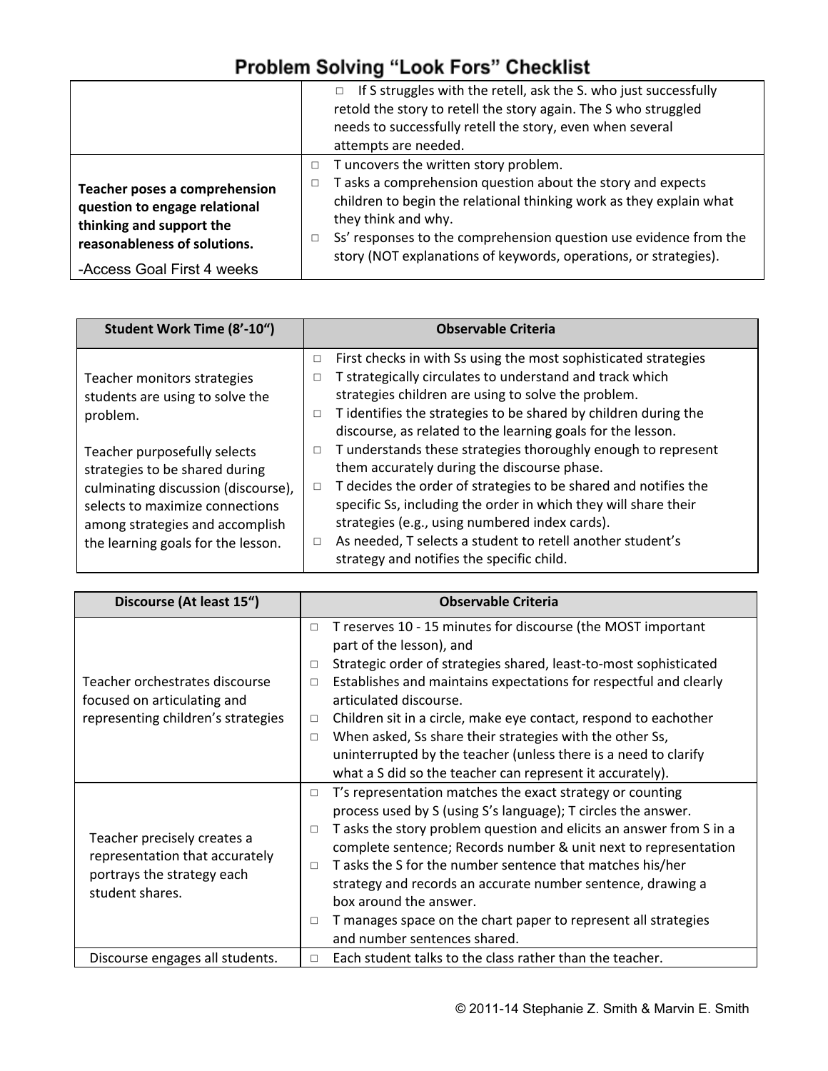# Problem Solving "Look Fors" Checklist

| | |
|---|---|
| | □ If S struggles with the retell, ask the S. who just successfully retold the story to retell the story again. The S who struggled needs to successfully retell the story, even when several attempts are needed. |
| **Teacher poses a comprehension question to engage relational thinking and support the reasonableness of solutions.**<br>-Access Goal First 4 weeks | □ T uncovers the written story problem.<br>□ T asks a comprehension question about the story and expects children to begin the relational thinking work as they explain what they think and why.<br>□ Ss' responses to the comprehension question use evidence from the story (NOT explanations of keywords, operations, or strategies). |

| Student Work Time (8'-10") | Observable Criteria |
|---|---|
| Teacher monitors strategies students are using to solve the problem.<br><br>Teacher purposefully selects strategies to be shared during culminating discussion (discourse), selects to maximize connections among strategies and accomplish the learning goals for the lesson. | □ First checks in with Ss using the most sophisticated strategies<br>□ T strategically circulates to understand and track which strategies children are using to solve the problem.<br>□ T identifies the strategies to be shared by children during the discourse, as related to the learning goals for the lesson.<br>□ T understands these strategies thoroughly enough to represent them accurately during the discourse phase.<br>□ T decides the order of strategies to be shared and notifies the specific Ss, including the order in which they will share their strategies (e.g., using numbered index cards).<br>□ As needed, T selects a student to retell another student's strategy and notifies the specific child. |

| Discourse (At least 15") | Observable Criteria |
|---|---|
| Teacher orchestrates discourse focused on articulating and representing children's strategies | □ T reserves 10 - 15 minutes for discourse (the MOST important part of the lesson), and<br>□ Strategic order of strategies shared, least-to-most sophisticated<br>□ Establishes and maintains expectations for respectful and clearly articulated discourse.<br>□ Children sit in a circle, make eye contact, respond to eachother<br>□ When asked, Ss share their strategies with the other Ss, uninterrupted by the teacher (unless there is a need to clarify what a S did so the teacher can represent it accurately). |
| Teacher precisely creates a representation that accurately portrays the strategy each student shares. | □ T's representation matches the exact strategy or counting process used by S (using S's language); T circles the answer.<br>□ T asks the story problem question and elicits an answer from S in a complete sentence; Records number & unit next to representation<br>□ T asks the S for the number sentence that matches his/her strategy and records an accurate number sentence, drawing a box around the answer.<br>□ T manages space on the chart paper to represent all strategies and number sentences shared. |
| Discourse engages all students. | □ Each student talks to the class rather than the teacher. |

© 2011-14 Stephanie Z. Smith & Marvin E. Smith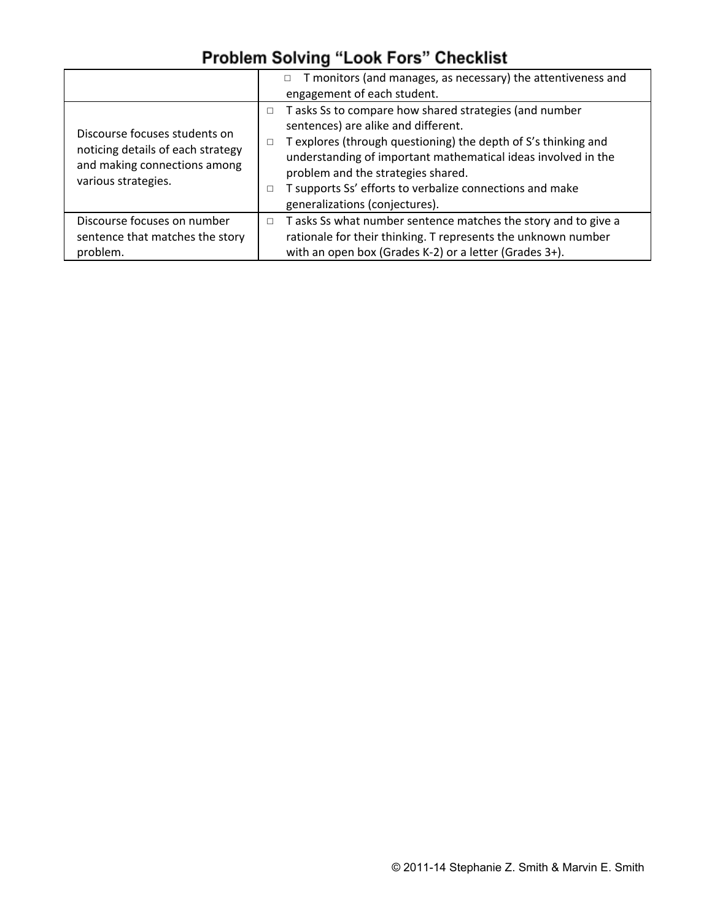# Problem Solving "Look Fors" Checklist

| | |
|---|---|
| | □ T monitors (and manages, as necessary) the attentiveness and engagement of each student. |
| Discourse focuses students on noticing details of each strategy and making connections among various strategies. | □ T asks Ss to compare how shared strategies (and number sentences) are alike and different.<br>□ T explores (through questioning) the depth of S's thinking and understanding of important mathematical ideas involved in the problem and the strategies shared.<br>□ T supports Ss' efforts to verbalize connections and make generalizations (conjectures). |
| Discourse focuses on number sentence that matches the story problem. | □ T asks Ss what number sentence matches the story and to give a rationale for their thinking. T represents the unknown number with an open box (Grades K-2) or a letter (Grades 3+). |

© 2011-14 Stephanie Z. Smith & Marvin E. Smith